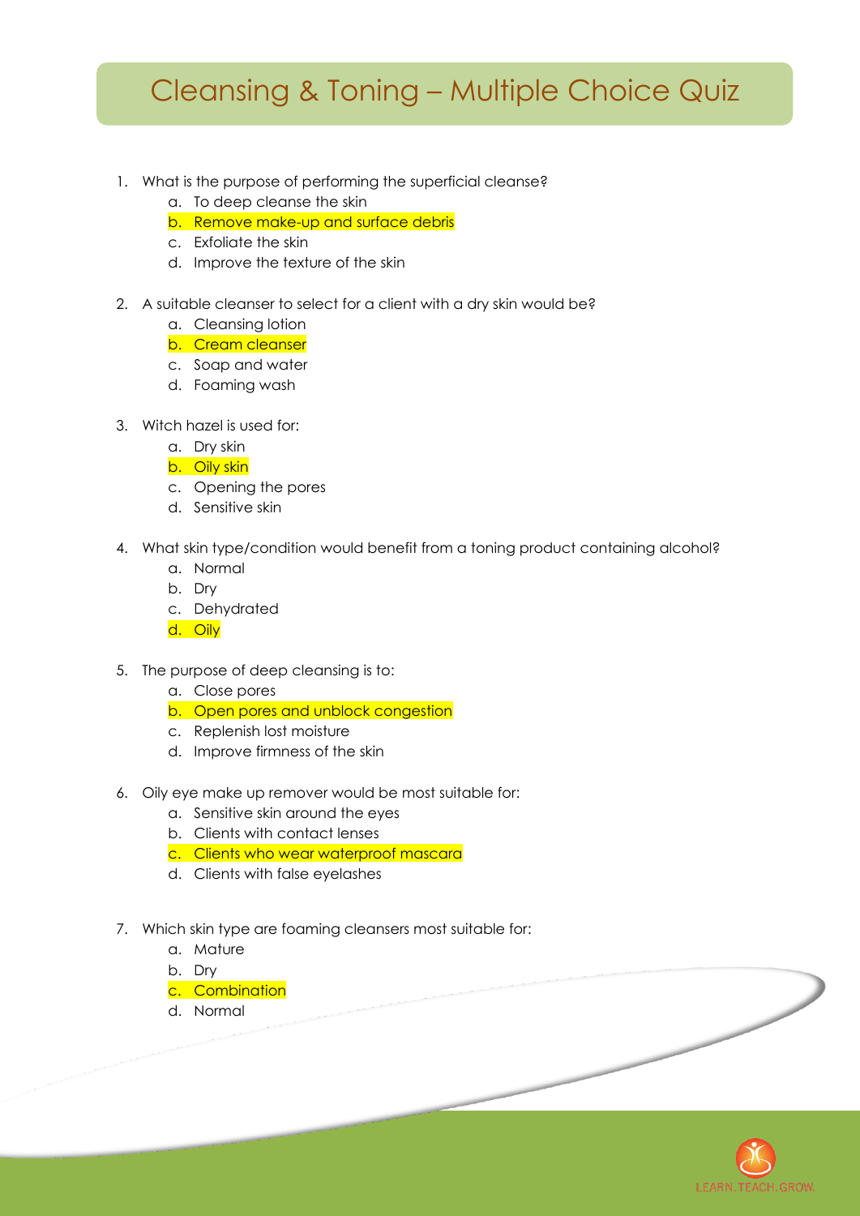# Cleansing & Toning – Multiple Choice Quiz

1. What is the purpose of performing the superficial cleanse?
    a. To deep cleanse the skin
    b. Remove make-up and surface debris
    c. Exfoliate the skin
    d. Improve the texture of the skin

2. A suitable cleanser to select for a client with a dry skin would be?
    a. Cleansing lotion
    b. Cream cleanser
    c. Soap and water
    d. Foaming wash

3. Witch hazel is used for:
    a. Dry skin
    b. Oily skin
    c. Opening the pores
    d. Sensitive skin

4. What skin type/condition would benefit from a toning product containing alcohol?
    a. Normal
    b. Dry
    c. Dehydrated
    d. Oily

5. The purpose of deep cleansing is to:
    a. Close pores
    b. Open pores and unblock congestion
    c. Replenish lost moisture
    d. Improve firmness of the skin

6. Oily eye make up remover would be most suitable for:
    a. Sensitive skin around the eyes
    b. Clients with contact lenses
    c. Clients who wear waterproof mascara
    d. Clients with false eyelashes

7. Which skin type are foaming cleansers most suitable for:
    a. Mature
    b. Dry
    c. Combination
    d. Normal

LEARN.TEACH.GROW.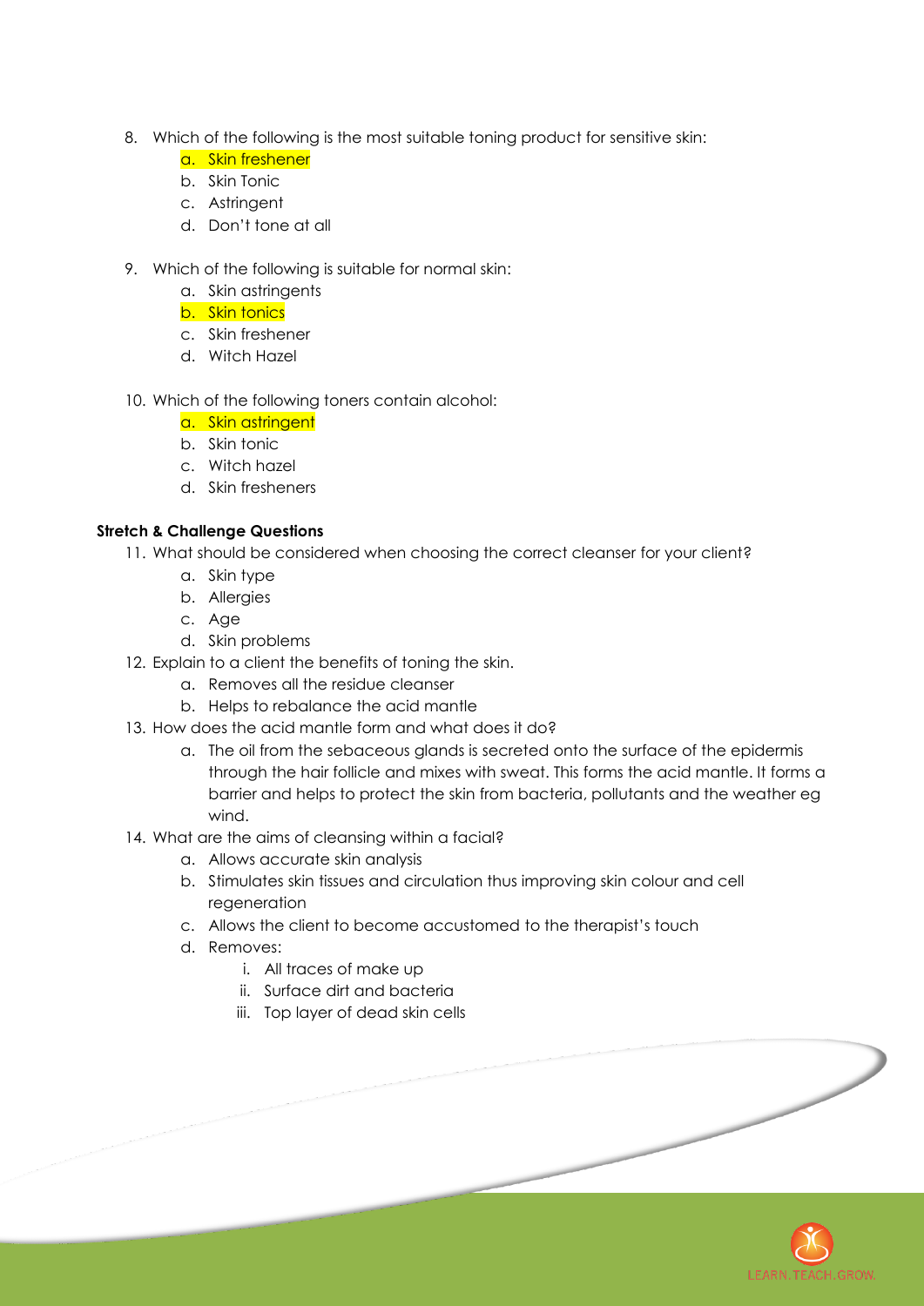8. Which of the following is the most suitable toning product for sensitive skin:
    a. Skin freshener
    b. Skin Tonic
    c. Astringent
    d. Don't tone at all

9. Which of the following is suitable for normal skin:
    a. Skin astringents
    b. Skin tonics
    c. Skin freshener
    d. Witch Hazel

10. Which of the following toners contain alcohol:
    a. Skin astringent
    b. Skin tonic
    c. Witch hazel
    d. Skin fresheners

**Stretch & Challenge Questions**

11. What should be considered when choosing the correct cleanser for your client?
    a. Skin type
    b. Allergies
    c. Age
    d. Skin problems
12. Explain to a client the benefits of toning the skin.
    a. Removes all the residue cleanser
    b. Helps to rebalance the acid mantle
13. How does the acid mantle form and what does it do?
    a. The oil from the sebaceous glands is secreted onto the surface of the epidermis through the hair follicle and mixes with sweat. This forms the acid mantle. It forms a barrier and helps to protect the skin from bacteria, pollutants and the weather eg wind.
14. What are the aims of cleansing within a facial?
    a. Allows accurate skin analysis
    b. Stimulates skin tissues and circulation thus improving skin colour and cell regeneration
    c. Allows the client to become accustomed to the therapist's touch
    d. Removes:
        i. All traces of make up
        ii. Surface dirt and bacteria
        iii. Top layer of dead skin cells